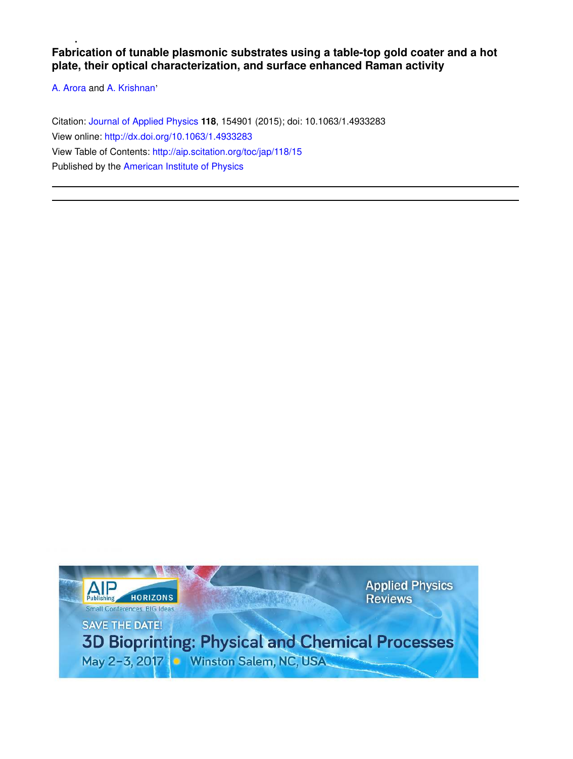# Fabrication of tunable plasmonic substrates using a table-top gold coater and a hot plate, their optical characterization, and surface enhanced Raman activity

A. Arora and A. Krishnan

Citation: Journal of Applied Physics **118**, 154901 (2015); doi: 10.1063/1.4933283

View online: http://dx.doi.org/10.1063/1.4933283

View Table of Contents: http://aip.scitation.org/toc/jap/118/15

Published by the American Institute of Physics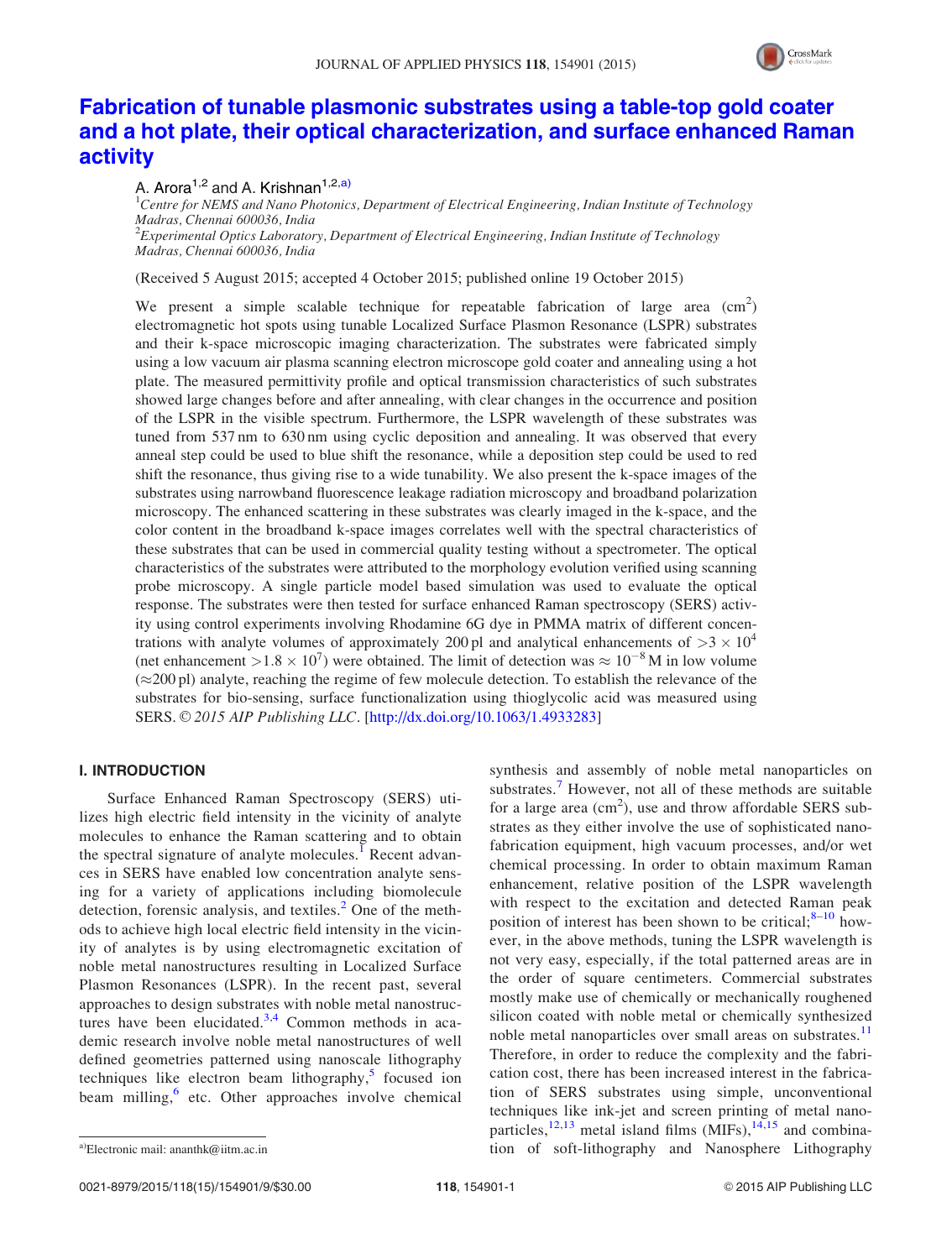# Fabrication of tunable plasmonic substrates using a table-top gold coater and a hot plate, their optical characterization, and surface enhanced Raman activity

A. Arora[1,2] and A. Krishnan[1,2,a)]

[1]Centre for NEMS and Nano Photonics, Department of Electrical Engineering, Indian Institute of Technology Madras, Chennai 600036, India

[2]Experimental Optics Laboratory, Department of Electrical Engineering, Indian Institute of Technology Madras, Chennai 600036, India

(Received 5 August 2015; accepted 4 October 2015; published online 19 October 2015)

We present a simple scalable technique for repeatable fabrication of large area ($cm^2$) electromagnetic hot spots using tunable Localized Surface Plasmon Resonance (LSPR) substrates and their k-space microscopic imaging characterization. The substrates were fabricated simply using a low vacuum air plasma scanning electron microscope gold coater and annealing using a hot plate. The measured permittivity profile and optical transmission characteristics of such substrates showed large changes before and after annealing, with clear changes in the occurrence and position of the LSPR in the visible spectrum. Furthermore, the LSPR wavelength of these substrates was tuned from 537 nm to 630 nm using cyclic deposition and annealing. It was observed that every anneal step could be used to blue shift the resonance, while a deposition step could be used to red shift the resonance, thus giving rise to a wide tunability. We also present the k-space images of the substrates using narrowband fluorescence leakage radiation microscopy and broadband polarization microscopy. The enhanced scattering in these substrates was clearly imaged in the k-space, and the color content in the broadband k-space images correlates well with the spectral characteristics of these substrates that can be used in commercial quality testing without a spectrometer. The optical characteristics of the substrates were attributed to the morphology evolution verified using scanning probe microscopy. A single particle model based simulation was used to evaluate the optical response. The substrates were then tested for surface enhanced Raman spectroscopy (SERS) activity using control experiments involving Rhodamine 6G dye in PMMA matrix of different concentrations with analyte volumes of approximately 200 pl and analytical enhancements of $>3 \times 10^4$ (net enhancement $>1.8 \times 10^7$) were obtained. The limit of detection was $\approx 10^{-8}$ M in low volume ($\approx$200 pl) analyte, reaching the regime of few molecule detection. To establish the relevance of the substrates for bio-sensing, surface functionalization using thioglycolic acid was measured using SERS. © 2015 AIP Publishing LLC. [http://dx.doi.org/10.1063/1.4933283]

## I. INTRODUCTION

Surface Enhanced Raman Spectroscopy (SERS) utilizes high electric field intensity in the vicinity of analyte molecules to enhance the Raman scattering and to obtain the spectral signature of analyte molecules.[1] Recent advances in SERS have enabled low concentration analyte sensing for a variety of applications including biomolecule detection, forensic analysis, and textiles.[2] One of the methods to achieve high local electric field intensity in the vicinity of analytes is by using electromagnetic excitation of noble metal nanostructures resulting in Localized Surface Plasmon Resonances (LSPR). In the recent past, several approaches to design substrates with noble metal nanostructures have been elucidated.[3,4] Common methods in academic research involve noble metal nanostructures of well defined geometries patterned using nanoscale lithography techniques like electron beam lithography,[5] focused ion beam milling,[6] etc. Other approaches involve chemical synthesis and assembly of noble metal nanoparticles on substrates.[7] However, not all of these methods are suitable for a large area ($cm^2$), use and throw affordable SERS substrates as they either involve the use of sophisticated nanofabrication equipment, high vacuum processes, and/or wet chemical processing. In order to obtain maximum Raman enhancement, relative position of the LSPR wavelength with respect to the excitation and detected Raman peak position of interest has been shown to be critical;[8–10] however, in the above methods, tuning the LSPR wavelength is not very easy, especially, if the total patterned areas are in the order of square centimeters. Commercial substrates mostly make use of chemically or mechanically roughened silicon coated with noble metal or chemically synthesized noble metal nanoparticles over small areas on substrates.[11] Therefore, in order to reduce the complexity and the fabrication cost, there has been increased interest in the fabrication of SERS substrates using simple, unconventional techniques like ink-jet and screen printing of metal nanoparticles,[12,13] metal island films (MIFs),[14,15] and combination of soft-lithography and Nanosphere Lithography

a)Electronic mail: ananthk@iitm.ac.in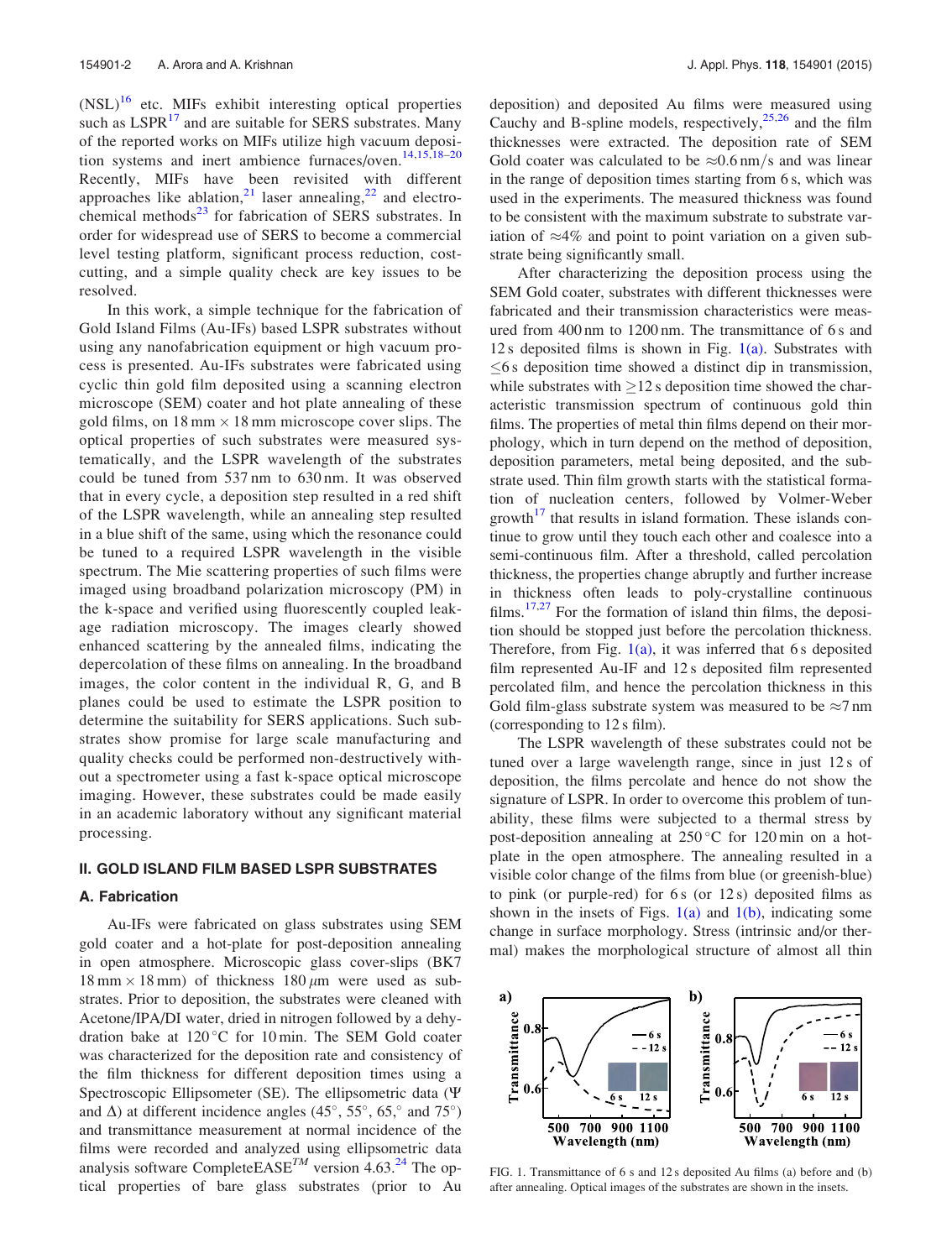(NSL)[16] etc. MIFs exhibit interesting optical properties such as LSPR[17] and are suitable for SERS substrates. Many of the reported works on MIFs utilize high vacuum deposition systems and inert ambience furnaces/oven.[14,15,18–20] Recently, MIFs have been revisited with different approaches like ablation,[21] laser annealing,[22] and electrochemical methods[23] for fabrication of SERS substrates. In order for widespread use of SERS to become a commercial level testing platform, significant process reduction, cost-cutting, and a simple quality check are key issues to be resolved.

In this work, a simple technique for the fabrication of Gold Island Films (Au-IFs) based LSPR substrates without using any nanofabrication equipment or high vacuum process is presented. Au-IFs substrates were fabricated using cyclic thin gold film deposited using a scanning electron microscope (SEM) coater and hot plate annealing of these gold films, on 18 mm × 18 mm microscope cover slips. The optical properties of such substrates were measured systematically, and the LSPR wavelength of the substrates could be tuned from 537 nm to 630 nm. It was observed that in every cycle, a deposition step resulted in a red shift of the LSPR wavelength, while an annealing step resulted in a blue shift of the same, using which the resonance could be tuned to a required LSPR wavelength in the visible spectrum. The Mie scattering properties of such films were imaged using broadband polarization microscopy (PM) in the k-space and verified using fluorescently coupled leakage radiation microscopy. The images clearly showed enhanced scattering by the annealed films, indicating the depercolation of these films on annealing. In the broadband images, the color content in the individual R, G, and B planes could be used to estimate the LSPR position to determine the suitability for SERS applications. Such substrates show promise for large scale manufacturing and quality checks could be performed non-destructively without a spectrometer using a fast k-space optical microscope imaging. However, these substrates could be made easily in an academic laboratory without any significant material processing.

## II. GOLD ISLAND FILM BASED LSPR SUBSTRATES

### A. Fabrication

Au-IFs were fabricated on glass substrates using SEM gold coater and a hot-plate for post-deposition annealing in open atmosphere. Microscopic glass cover-slips (BK7 18 mm × 18 mm) of thickness 180 $\mu$m were used as substrates. Prior to deposition, the substrates were cleaned with Acetone/IPA/DI water, dried in nitrogen followed by a dehydration bake at 120 °C for 10 min. The SEM Gold coater was characterized for the deposition rate and consistency of the film thickness for different deposition times using a Spectroscopic Ellipsometer (SE). The ellipsometric data ($\Psi$ and $\Delta$) at different incidence angles (45°, 55°, 65°, and 75°) and transmittance measurement at normal incidence of the films were recorded and analyzed using ellipsometric data analysis software CompleteEASE$^{TM}$ version 4.63.[24] The optical properties of bare glass substrates (prior to Au deposition) and deposited Au films were measured using Cauchy and B-spline models, respectively,[25,26] and the film thicknesses were extracted. The deposition rate of SEM Gold coater was calculated to be ≈0.6 nm/s and was linear in the range of deposition times starting from 6 s, which was used in the experiments. The measured thickness was found to be consistent with the maximum substrate to substrate variation of ≈4% and point to point variation on a given substrate being significantly small.

After characterizing the deposition process using the SEM Gold coater, substrates with different thicknesses were fabricated and their transmission characteristics were measured from 400 nm to 1200 nm. The transmittance of 6 s and 12 s deposited films is shown in Fig. 1(a). Substrates with ≤6 s deposition time showed a distinct dip in transmission, while substrates with ≥12 s deposition time showed the characteristic transmission spectrum of continuous gold thin films. The properties of metal thin films depend on their morphology, which in turn depend on the method of deposition, deposition parameters, metal being deposited, and the substrate used. Thin film growth starts with the statistical formation of nucleation centers, followed by Volmer-Weber growth[17] that results in island formation. These islands continue to grow until they touch each other and coalesce into a semi-continuous film. After a threshold, called percolation thickness, the properties change abruptly and further increase in thickness often leads to poly-crystalline continuous films.[17,27] For the formation of island thin films, the deposition should be stopped just before the percolation thickness. Therefore, from Fig. 1(a), it was inferred that 6 s deposited film represented Au-IF and 12 s deposited film represented percolated film, and hence the percolation thickness in this Gold film-glass substrate system was measured to be ≈7 nm (corresponding to 12 s film).

The LSPR wavelength of these substrates could not be tuned over a large wavelength range, since in just 12 s of deposition, the films percolate and hence do not show the signature of LSPR. In order to overcome this problem of tunability, these films were subjected to a thermal stress by post-deposition annealing at 250 °C for 120 min on a hot-plate in the open atmosphere. The annealing resulted in a visible color change of the films from blue (or greenish-blue) to pink (or purple-red) for 6 s (or 12 s) deposited films as shown in the insets of Figs. 1(a) and 1(b), indicating some change in surface morphology. Stress (intrinsic and/or thermal) makes the morphological structure of almost all thin

FIG. 1. Transmittance of 6 s and 12 s deposited Au films (a) before and (b) after annealing. Optical images of the substrates are shown in the insets.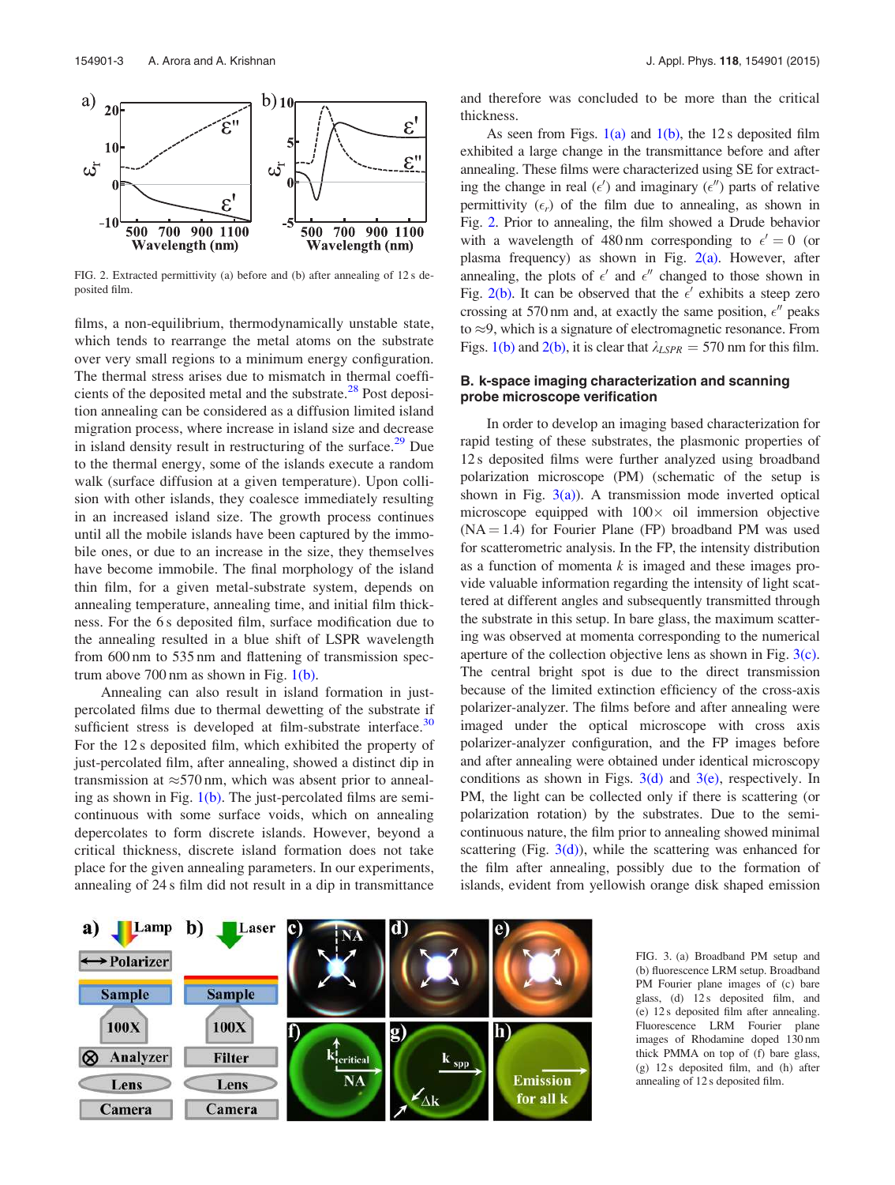FIG. 2. Extracted permittivity (a) before and (b) after annealing of 12 s deposited film.

films, a non-equilibrium, thermodynamically unstable state, which tends to rearrange the metal atoms on the substrate over very small regions to a minimum energy configuration. The thermal stress arises due to mismatch in thermal coefficients of the deposited metal and the substrate.[28] Post deposition annealing can be considered as a diffusion limited island migration process, where increase in island size and decrease in island density result in restructuring of the surface.[29] Due to the thermal energy, some of the islands execute a random walk (surface diffusion at a given temperature). Upon collision with other islands, they coalesce immediately resulting in an increased island size. The growth process continues until all the mobile islands have been captured by the immobile ones, or due to an increase in the size, they themselves have become immobile. The final morphology of the island thin film, for a given metal-substrate system, depends on annealing temperature, annealing time, and initial film thickness. For the 6 s deposited film, surface modification due to the annealing resulted in a blue shift of LSPR wavelength from 600 nm to 535 nm and flattening of transmission spectrum above 700 nm as shown in Fig. 1(b).

Annealing can also result in island formation in just-percolated films due to thermal dewetting of the substrate if sufficient stress is developed at film-substrate interface.[30] For the 12 s deposited film, which exhibited the property of just-percolated film, after annealing, showed a distinct dip in transmission at ≈570 nm, which was absent prior to annealing as shown in Fig. 1(b). The just-percolated films are semi-continuous with some surface voids, which on annealing depercolates to form discrete islands. However, beyond a critical thickness, discrete island formation does not take place for the given annealing parameters. In our experiments, annealing of 24 s film did not result in a dip in transmittance and therefore was concluded to be more than the critical thickness.

As seen from Figs. 1(a) and 1(b), the 12 s deposited film exhibited a large change in the transmittance before and after annealing. These films were characterized using SE for extracting the change in real ($\epsilon'$) and imaginary ($\epsilon''$) parts of relative permittivity ($\epsilon_r$) of the film due to annealing, as shown in Fig. 2. Prior to annealing, the film showed a Drude behavior with a wavelength of 480 nm corresponding to $\epsilon' = 0$ (or plasma frequency) as shown in Fig. 2(a). However, after annealing, the plots of $\epsilon'$ and $\epsilon''$ changed to those shown in Fig. 2(b). It can be observed that the $\epsilon'$ exhibits a steep zero crossing at 570 nm and, at exactly the same position, $\epsilon''$ peaks to ≈9, which is a signature of electromagnetic resonance. From Figs. 1(b) and 2(b), it is clear that $\lambda_{LSPR} = 570$ nm for this film.

## B. k-space imaging characterization and scanning probe microscope verification

In order to develop an imaging based characterization for rapid testing of these substrates, the plasmonic properties of 12 s deposited films were further analyzed using broadband polarization microscope (PM) (schematic of the setup is shown in Fig. 3(a)). A transmission mode inverted optical microscope equipped with 100× oil immersion objective (NA = 1.4) for Fourier Plane (FP) broadband PM was used for scatterometric analysis. In the FP, the intensity distribution as a function of momenta $k$ is imaged and these images provide valuable information regarding the intensity of light scattered at different angles and subsequently transmitted through the substrate in this setup. In bare glass, the maximum scattering was observed at momenta corresponding to the numerical aperture of the collection objective lens as shown in Fig. 3(c). The central bright spot is due to the direct transmission because of the limited extinction efficiency of the cross-axis polarizer-analyzer. The films before and after annealing were imaged under the optical microscope with cross axis polarizer-analyzer configuration, and the FP images before and after annealing were obtained under identical microscopy conditions as shown in Figs. 3(d) and 3(e), respectively. In PM, the light can be collected only if there is scattering (or polarization rotation) by the substrates. Due to the semi-continuous nature, the film prior to annealing showed minimal scattering (Fig. 3(d)), while the scattering was enhanced for the film after annealing, possibly due to the formation of islands, evident from yellowish orange disk shaped emission

FIG. 3. (a) Broadband PM setup and (b) fluorescence LRM setup. Broadband PM Fourier plane images of (c) bare glass, (d) 12 s deposited film, and (e) 12 s deposited film after annealing. Fluorescence LRM Fourier plane images of Rhodamine doped 130 nm thick PMMA on top of (f) bare glass, (g) 12 s deposited film, and (h) after annealing of 12 s deposited film.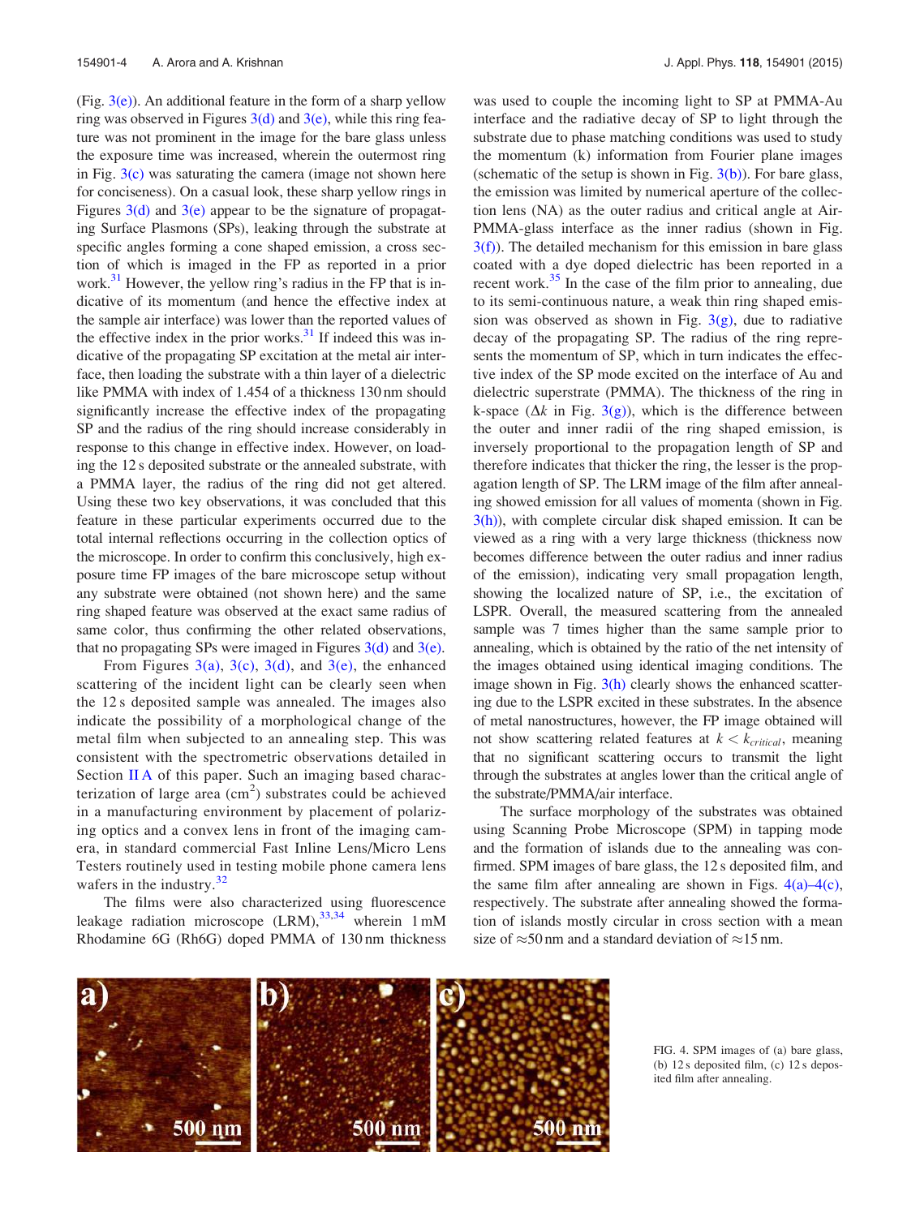(Fig. 3(e)). An additional feature in the form of a sharp yellow ring was observed in Figures 3(d) and 3(e), while this ring feature was not prominent in the image for the bare glass unless the exposure time was increased, wherein the outermost ring in Fig. 3(c) was saturating the camera (image not shown here for conciseness). On a casual look, these sharp yellow rings in Figures 3(d) and 3(e) appear to be the signature of propagating Surface Plasmons (SPs), leaking through the substrate at specific angles forming a cone shaped emission, a cross section of which is imaged in the FP as reported in a prior work.[31] However, the yellow ring's radius in the FP that is indicative of its momentum (and hence the effective index at the sample air interface) was lower than the reported values of the effective index in the prior works.[31] If indeed this was indicative of the propagating SP excitation at the metal air interface, then loading the substrate with a thin layer of a dielectric like PMMA with index of 1.454 of a thickness 130 nm should significantly increase the effective index of the propagating SP and the radius of the ring should increase considerably in response to this change in effective index. However, on loading the 12 s deposited substrate or the annealed substrate, with a PMMA layer, the radius of the ring did not get altered. Using these two key observations, it was concluded that this feature in these particular experiments occurred due to the total internal reflections occurring in the collection optics of the microscope. In order to confirm this conclusively, high exposure time FP images of the bare microscope setup without any substrate were obtained (not shown here) and the same ring shaped feature was observed at the exact same radius of same color, thus confirming the other related observations, that no propagating SPs were imaged in Figures 3(d) and 3(e).

From Figures 3(a), 3(c), 3(d), and 3(e), the enhanced scattering of the incident light can be clearly seen when the 12 s deposited sample was annealed. The images also indicate the possibility of a morphological change of the metal film when subjected to an annealing step. This was consistent with the spectrometric observations detailed in Section II A of this paper. Such an imaging based characterization of large area (cm$^2$) substrates could be achieved in a manufacturing environment by placement of polarizing optics and a convex lens in front of the imaging camera, in standard commercial Fast Inline Lens/Micro Lens Testers routinely used in testing mobile phone camera lens wafers in the industry.[32]

The films were also characterized using fluorescence leakage radiation microscope (LRM),[33,34] wherein 1 mM Rhodamine 6G (Rh6G) doped PMMA of 130 nm thickness was used to couple the incoming light to SP at PMMA-Au interface and the radiative decay of SP to light through the substrate due to phase matching conditions was used to study the momentum (k) information from Fourier plane images (schematic of the setup is shown in Fig. 3(b)). For bare glass, the emission was limited by numerical aperture of the collection lens (NA) as the outer radius and critical angle at Air-PMMA-glass interface as the inner radius (shown in Fig. 3(f)). The detailed mechanism for this emission in bare glass coated with a dye doped dielectric has been reported in a recent work.[35] In the case of the film prior to annealing, due to its semi-continuous nature, a weak thin ring shaped emission was observed as shown in Fig. 3(g), due to radiative decay of the propagating SP. The radius of the ring represents the momentum of SP, which in turn indicates the effective index of the SP mode excited on the interface of Au and dielectric superstrate (PMMA). The thickness of the ring in k-space ($\Delta k$ in Fig. 3(g)), which is the difference between the outer and inner radii of the ring shaped emission, is inversely proportional to the propagation length of SP and therefore indicates that thicker the ring, the lesser is the propagation length of SP. The LRM image of the film after annealing showed emission for all values of momenta (shown in Fig. 3(h)), with complete circular disk shaped emission. It can be viewed as a ring with a very large thickness (thickness now becomes difference between the outer radius and inner radius of the emission), indicating very small propagation length, showing the localized nature of SP, i.e., the excitation of LSPR. Overall, the measured scattering from the annealed sample was 7 times higher than the same sample prior to annealing, which is obtained by the ratio of the net intensity of the images obtained using identical imaging conditions. The image shown in Fig. 3(h) clearly shows the enhanced scattering due to the LSPR excited in these substrates. In the absence of metal nanostructures, however, the FP image obtained will not show scattering related features at $k < k_{critical}$, meaning that no significant scattering occurs to transmit the light through the substrates at angles lower than the critical angle of the substrate/PMMA/air interface.

The surface morphology of the substrates was obtained using Scanning Probe Microscope (SPM) in tapping mode and the formation of islands due to the annealing was confirmed. SPM images of bare glass, the 12 s deposited film, and the same film after annealing are shown in Figs. 4(a)–4(c), respectively. The substrate after annealing showed the formation of islands mostly circular in cross section with a mean size of ≈50 nm and a standard deviation of ≈15 nm.

FIG. 4. SPM images of (a) bare glass, (b) 12 s deposited film, (c) 12 s deposited film after annealing.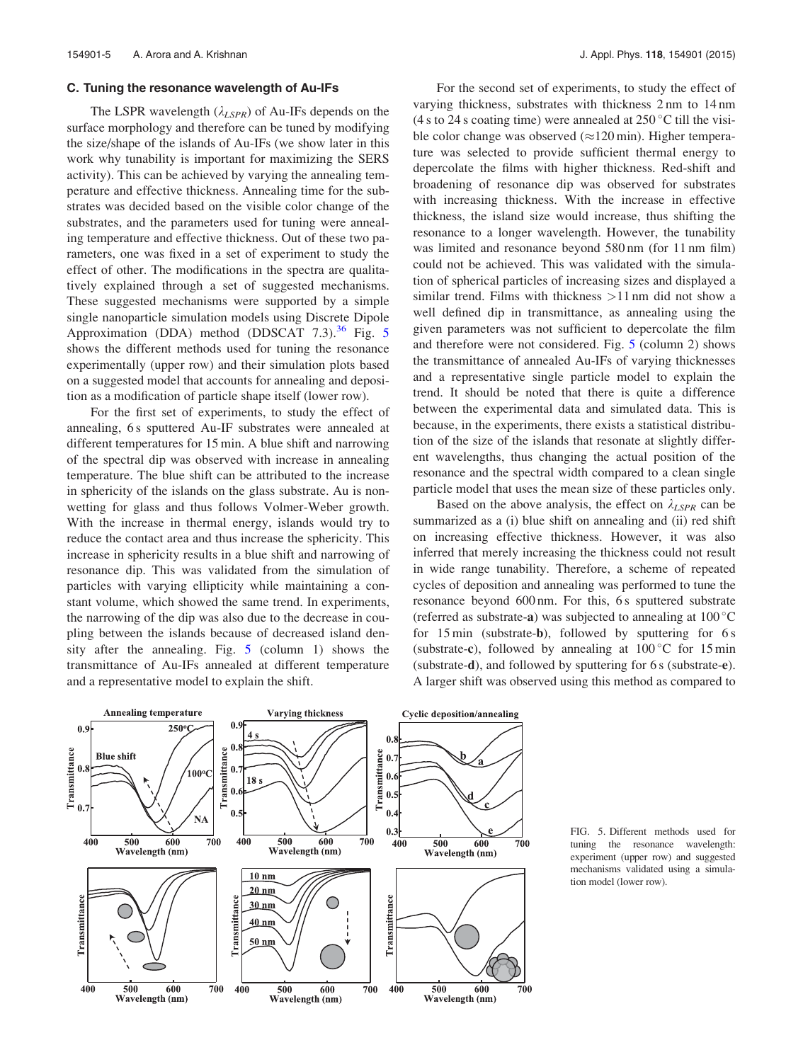### C. Tuning the resonance wavelength of Au-IFs

The LSPR wavelength ($\lambda_{LSPR}$) of Au-IFs depends on the surface morphology and therefore can be tuned by modifying the size/shape of the islands of Au-IFs (we show later in this work why tunability is important for maximizing the SERS activity). This can be achieved by varying the annealing temperature and effective thickness. Annealing time for the substrates was decided based on the visible color change of the substrates, and the parameters used for tuning were annealing temperature and effective thickness. Out of these two parameters, one was fixed in a set of experiment to study the effect of other. The modifications in the spectra are qualitatively explained through a set of suggested mechanisms. These suggested mechanisms were supported by a simple single nanoparticle simulation models using Discrete Dipole Approximation (DDA) method (DDSCAT 7.3).[36] Fig. 5 shows the different methods used for tuning the resonance experimentally (upper row) and their simulation plots based on a suggested model that accounts for annealing and deposition as a modification of particle shape itself (lower row).

For the first set of experiments, to study the effect of annealing, 6 s sputtered Au-IF substrates were annealed at different temperatures for 15 min. A blue shift and narrowing of the spectral dip was observed with increase in annealing temperature. The blue shift can be attributed to the increase in sphericity of the islands on the glass substrate. Au is non-wetting for glass and thus follows Volmer-Weber growth. With the increase in thermal energy, islands would try to reduce the contact area and thus increase the sphericity. This increase in sphericity results in a blue shift and narrowing of resonance dip. This was validated from the simulation of particles with varying ellipticity while maintaining a constant volume, which showed the same trend. In experiments, the narrowing of the dip was also due to the decrease in coupling between the islands because of decreased island density after the annealing. Fig. 5 (column 1) shows the transmittance of Au-IFs annealed at different temperature and a representative model to explain the shift.

For the second set of experiments, to study the effect of varying thickness, substrates with thickness 2 nm to 14 nm (4 s to 24 s coating time) were annealed at 250 °C till the visible color change was observed ($\approx$120 min). Higher temperature was selected to provide sufficient thermal energy to depercolate the films with higher thickness. Red-shift and broadening of resonance dip was observed for substrates with increasing thickness. With the increase in effective thickness, the island size would increase, thus shifting the resonance to a longer wavelength. However, the tunability was limited and resonance beyond 580 nm (for 11 nm film) could not be achieved. This was validated with the simulation of spherical particles of increasing sizes and displayed a similar trend. Films with thickness >11 nm did not show a well defined dip in transmittance, as annealing using the given parameters was not sufficient to depercolate the film and therefore were not considered. Fig. 5 (column 2) shows the transmittance of annealed Au-IFs of varying thicknesses and a representative single particle model to explain the trend. It should be noted that there is quite a difference between the experimental data and simulated data. This is because, in the experiments, there exists a statistical distribution of the size of the islands that resonate at slightly different wavelengths, thus changing the actual position of the resonance and the spectral width compared to a clean single particle model that uses the mean size of these particles only.

Based on the above analysis, the effect on $\lambda_{LSPR}$ can be summarized as a (i) blue shift on annealing and (ii) red shift on increasing effective thickness. However, it was also inferred that merely increasing the thickness could not result in wide range tunability. Therefore, a scheme of repeated cycles of deposition and annealing was performed to tune the resonance beyond 600 nm. For this, 6 s sputtered substrate (referred as substrate-**a**) was subjected to annealing at 100 °C for 15 min (substrate-**b**), followed by sputtering for 6 s (substrate-**c**), followed by annealing at 100 °C for 15 min (substrate-**d**), and followed by sputtering for 6 s (substrate-**e**). A larger shift was observed using this method as compared to

FIG. 5. Different methods used for tuning the resonance wavelength: experiment (upper row) and suggested mechanisms validated using a simulation model (lower row).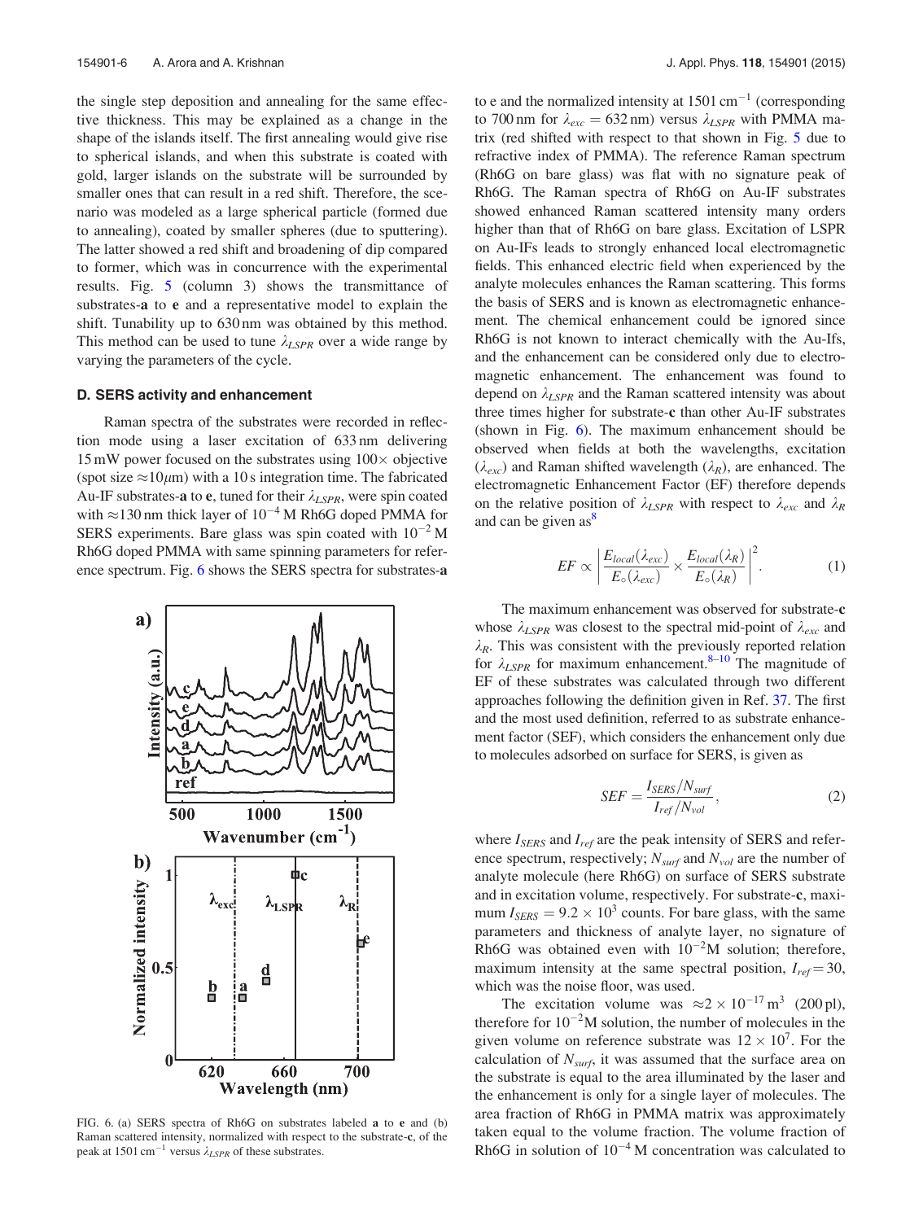the single step deposition and annealing for the same effective thickness. This may be explained as a change in the shape of the islands itself. The first annealing would give rise to spherical islands, and when this substrate is coated with gold, larger islands on the substrate will be surrounded by smaller ones that can result in a red shift. Therefore, the scenario was modeled as a large spherical particle (formed due to annealing), coated by smaller spheres (due to sputtering). The latter showed a red shift and broadening of dip compared to former, which was in concurrence with the experimental results. Fig. 5 (column 3) shows the transmittance of substrates-**a** to **e** and a representative model to explain the shift. Tunability up to 630 nm was obtained by this method. This method can be used to tune $\lambda_{LSPR}$ over a wide range by varying the parameters of the cycle.

### D. SERS activity and enhancement

Raman spectra of the substrates were recorded in reflection mode using a laser excitation of 633 nm delivering 15 mW power focused on the substrates using 100× objective (spot size $\approx 10\mu$m) with a 10 s integration time. The fabricated Au-IF substrates-**a** to **e**, tuned for their $\lambda_{LSPR}$, were spin coated with $\approx$130 nm thick layer of $10^{-4}$ M Rh6G doped PMMA for SERS experiments. Bare glass was spin coated with $10^{-2}$ M Rh6G doped PMMA with same spinning parameters for reference spectrum. Fig. 6 shows the SERS spectra for substrates-**a** to **e** and the normalized intensity at 1501 cm$^{-1}$ (corresponding to 700 nm for $\lambda_{exc} = 632$ nm) versus $\lambda_{LSPR}$ with PMMA matrix (red shifted with respect to that shown in Fig. 5 due to refractive index of PMMA). The reference Raman spectrum (Rh6G on bare glass) was flat with no signature peak of Rh6G. The Raman spectra of Rh6G on Au-IF substrates showed enhanced Raman scattered intensity many orders higher than that of Rh6G on bare glass. Excitation of LSPR on Au-IFs leads to strongly enhanced local electromagnetic fields. This enhanced electric field when experienced by the analyte molecules enhances the Raman scattering. This forms the basis of SERS and is known as electromagnetic enhancement. The chemical enhancement could be ignored since Rh6G is not known to interact chemically with the Au-Ifs, and the enhancement can be considered only due to electromagnetic enhancement. The enhancement was found to depend on $\lambda_{LSPR}$ and the Raman scattered intensity was about three times higher for substrate-**c** than other Au-IF substrates (shown in Fig. 6). The maximum enhancement should be observed when fields at both the wavelengths, excitation ($\lambda_{exc}$) and Raman shifted wavelength ($\lambda_R$), are enhanced. The electromagnetic Enhancement Factor (EF) therefore depends on the relative position of $\lambda_{LSPR}$ with respect to $\lambda_{exc}$ and $\lambda_R$ and can be given as[8]

$$EF \propto \left| \frac{E_{local}(\lambda_{exc})}{E_\circ(\lambda_{exc})} \times \frac{E_{local}(\lambda_R)}{E_\circ(\lambda_R)} \right|^2. \tag{1}$$

FIG. 6. (a) SERS spectra of Rh6G on substrates labeled **a** to **e** and (b) Raman scattered intensity, normalized with respect to the substrate-**c**, of the peak at 1501 cm$^{-1}$ versus $\lambda_{LSPR}$ of these substrates.

The maximum enhancement was observed for substrate-**c** whose $\lambda_{LSPR}$ was closest to the spectral mid-point of $\lambda_{exc}$ and $\lambda_R$. This was consistent with the previously reported relation for $\lambda_{LSPR}$ for maximum enhancement.[8–10] The magnitude of EF of these substrates was calculated through two different approaches following the definition given in Ref. 37. The first and the most used definition, referred to as substrate enhancement factor (SEF), which considers the enhancement only due to molecules adsorbed on surface for SERS, is given as

$$SEF = \frac{I_{SERS}/N_{surf}}{I_{ref}/N_{vol}}, \tag{2}$$

where $I_{SERS}$ and $I_{ref}$ are the peak intensity of SERS and reference spectrum, respectively; $N_{surf}$ and $N_{vol}$ are the number of analyte molecule (here Rh6G) on surface of SERS substrate and in excitation volume, respectively. For substrate-**c**, maximum $I_{SERS} = 9.2 \times 10^3$ counts. For bare glass, with the same parameters and thickness of analyte layer, no signature of Rh6G was obtained even with $10^{-2}$M solution; therefore, maximum intensity at the same spectral position, $I_{ref} = 30$, which was the noise floor, was used.

The excitation volume was $\approx 2 \times 10^{-17}$ m$^3$ (200 pl), therefore for $10^{-2}$M solution, the number of molecules in the given volume on reference substrate was $12 \times 10^7$. For the calculation of $N_{surf}$, it was assumed that the surface area on the substrate is equal to the area illuminated by the laser and the enhancement is only for a single layer of molecules. The area fraction of Rh6G in PMMA matrix was approximately taken equal to the volume fraction. The volume fraction of Rh6G in solution of $10^{-4}$ M concentration was calculated to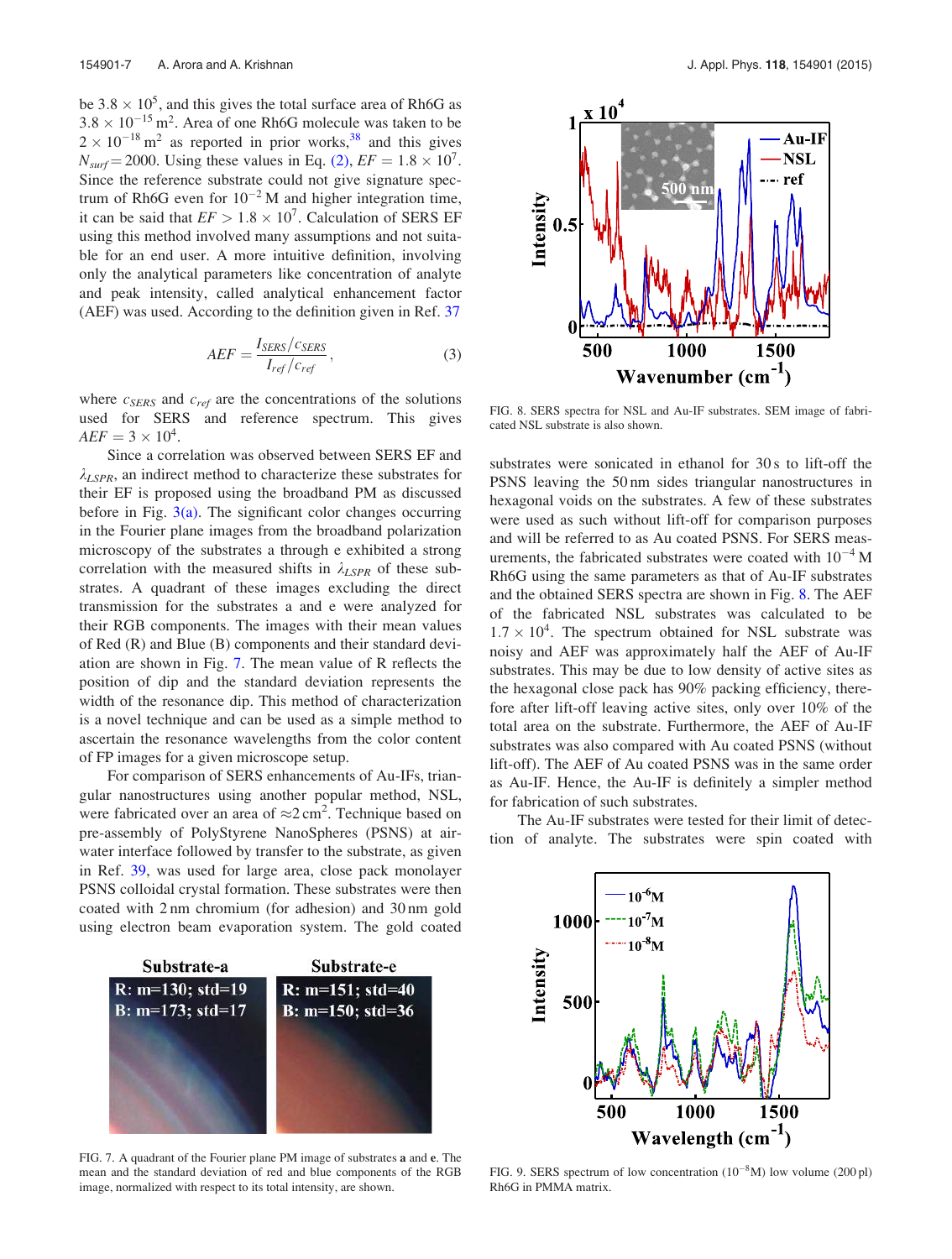be $3.8 \times 10^5$, and this gives the total surface area of Rh6G as $3.8 \times 10^{-15}$ m$^2$. Area of one Rh6G molecule was taken to be $2 \times 10^{-18}$ m$^2$ as reported in prior works,[38] and this gives $N_{surf} = 2000$. Using these values in Eq. (2), $EF = 1.8 \times 10^7$. Since the reference substrate could not give signature spectrum of Rh6G even for $10^{-2}$ M and higher integration time, it can be said that $EF > 1.8 \times 10^7$. Calculation of SERS EF using this method involved many assumptions and not suitable for an end user. A more intuitive definition, involving only the analytical parameters like concentration of analyte and peak intensity, called analytical enhancement factor (AEF) was used. According to the definition given in Ref. 37

$$AEF = \frac{I_{SERS}/c_{SERS}}{I_{ref}/c_{ref}}, \tag{3}$$

where $c_{SERS}$ and $c_{ref}$ are the concentrations of the solutions used for SERS and reference spectrum. This gives $AEF = 3 \times 10^4$.

Since a correlation was observed between SERS EF and $\lambda_{LSPR}$, an indirect method to characterize these substrates for their EF is proposed using the broadband PM as discussed before in Fig. 3(a). The significant color changes occurring in the Fourier plane images from the broadband polarization microscopy of the substrates a through e exhibited a strong correlation with the measured shifts in $\lambda_{LSPR}$ of these substrates. A quadrant of these images excluding the direct transmission for the substrates a and e were analyzed for their RGB components. The images with their mean values of Red (R) and Blue (B) components and their standard deviation are shown in Fig. 7. The mean value of R reflects the position of dip and the standard deviation represents the width of the resonance dip. This method of characterization is a novel technique and can be used as a simple method to ascertain the resonance wavelengths from the color content of FP images for a given microscope setup.

For comparison of SERS enhancements of Au-IFs, triangular nanostructures using another popular method, NSL, were fabricated over an area of $\approx 2$ cm$^2$. Technique based on pre-assembly of PolyStyrene NanoSpheres (PSNS) at air-water interface followed by transfer to the substrate, as given in Ref. 39, was used for large area, close pack monolayer PSNS colloidal crystal formation. These substrates were then coated with 2 nm chromium (for adhesion) and 30 nm gold using electron beam evaporation system. The gold coated substrates were sonicated in ethanol for 30 s to lift-off the PSNS leaving the 50 nm sides triangular nanostructures in hexagonal voids on the substrates. A few of these substrates were used as such without lift-off for comparison purposes and will be referred to as Au coated PSNS. For SERS measurements, the fabricated substrates were coated with $10^{-4}$ M Rh6G using the same parameters as that of Au-IF substrates and the obtained SERS spectra are shown in Fig. 8. The AEF of the fabricated NSL substrates was calculated to be $1.7 \times 10^4$. The spectrum obtained for NSL substrate was noisy and AEF was approximately half the AEF of Au-IF substrates. This may be due to low density of active sites as the hexagonal close pack has 90% packing efficiency, therefore after lift-off leaving active sites, only over 10% of the total area on the substrate. Furthermore, the AEF of Au-IF substrates was also compared with Au coated PSNS (without lift-off). The AEF of Au coated PSNS was in the same order as Au-IF. Hence, the Au-IF is definitely a simpler method for fabrication of such substrates.

The Au-IF substrates were tested for their limit of detection of analyte. The substrates were spin coated with

FIG. 7. A quadrant of the Fourier plane PM image of substrates **a** and **e**. The mean and the standard deviation of red and blue components of the RGB image, normalized with respect to its total intensity, are shown.

FIG. 8. SERS spectra for NSL and Au-IF substrates. SEM image of fabricated NSL substrate is also shown.

FIG. 9. SERS spectrum of low concentration ($10^{-8}$M) low volume (200 pl) Rh6G in PMMA matrix.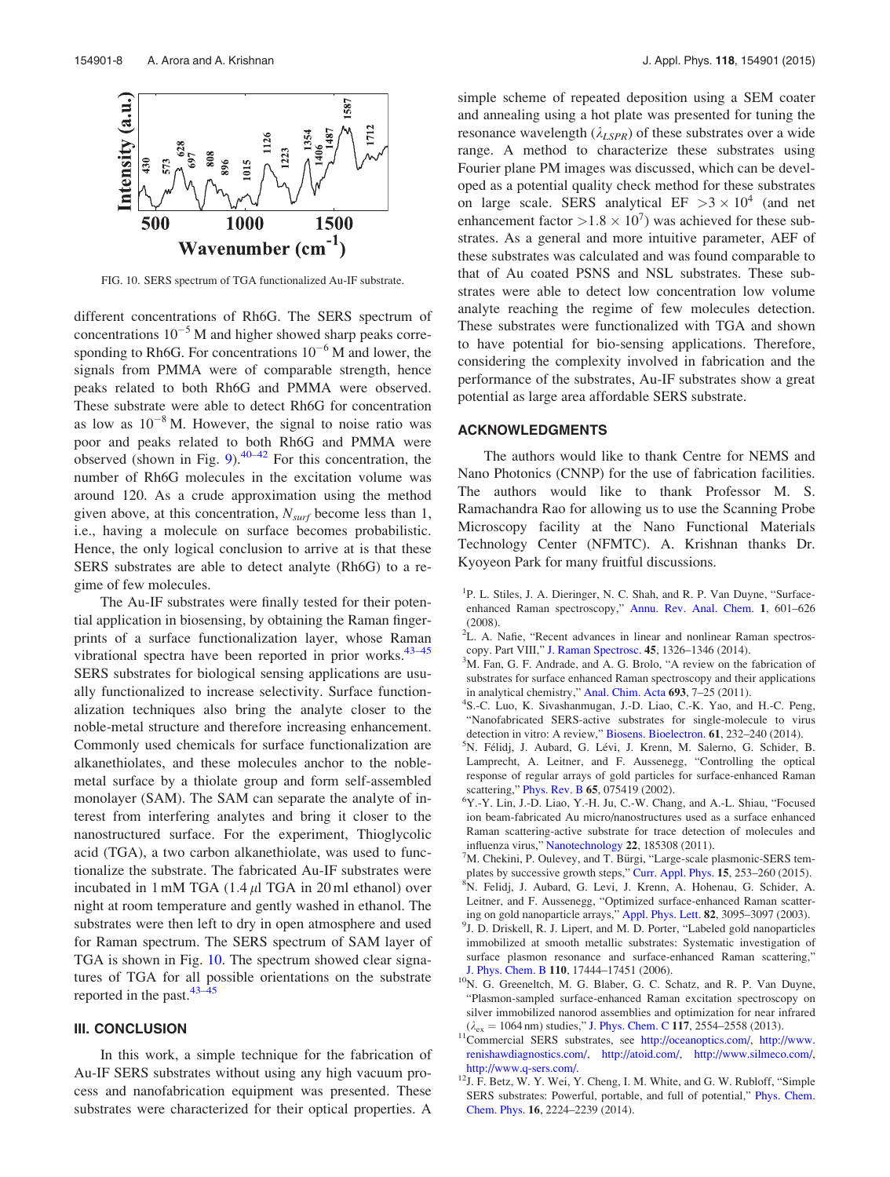FIG. 10. SERS spectrum of TGA functionalized Au-IF substrate.

different concentrations of Rh6G. The SERS spectrum of concentrations $10^{-5}$ M and higher showed sharp peaks corresponding to Rh6G. For concentrations $10^{-6}$ M and lower, the signals from PMMA were of comparable strength, hence peaks related to both Rh6G and PMMA were observed. These substrate were able to detect Rh6G for concentration as low as $10^{-8}$ M. However, the signal to noise ratio was poor and peaks related to both Rh6G and PMMA were observed (shown in Fig. 9).[40–42] For this concentration, the number of Rh6G molecules in the excitation volume was around 120. As a crude approximation using the method given above, at this concentration, $N_{surf}$ become less than 1, i.e., having a molecule on surface becomes probabilistic. Hence, the only logical conclusion to arrive at is that these SERS substrates are able to detect analyte (Rh6G) to a regime of few molecules.

The Au-IF substrates were finally tested for their potential application in biosensing, by obtaining the Raman fingerprints of a surface functionalization layer, whose Raman vibrational spectra have been reported in prior works.[43–45] SERS substrates for biological sensing applications are usually functionalized to increase selectivity. Surface functionalization techniques also bring the analyte closer to the noble-metal structure and therefore increasing enhancement. Commonly used chemicals for surface functionalization are alkanethiolates, and these molecules anchor to the noble-metal surface by a thiolate group and form self-assembled monolayer (SAM). The SAM can separate the analyte of interest from interfering analytes and bring it closer to the nanostructured surface. For the experiment, Thioglycolic acid (TGA), a two carbon alkanethiolate, was used to functionalize the substrate. The fabricated Au-IF substrates were incubated in 1 mM TGA (1.4 $\mu$l TGA in 20 ml ethanol) over night at room temperature and gently washed in ethanol. The substrates were then left to dry in open atmosphere and used for Raman spectrum. The SERS spectrum of SAM layer of TGA is shown in Fig. 10. The spectrum showed clear signatures of TGA for all possible orientations on the substrate reported in the past.[43–45]

## III. CONCLUSION

In this work, a simple technique for the fabrication of Au-IF SERS substrates without using any high vacuum process and nanofabrication equipment was presented. These substrates were characterized for their optical properties. A simple scheme of repeated deposition using a SEM coater and annealing using a hot plate was presented for tuning the resonance wavelength ($\lambda_{LSPR}$) of these substrates over a wide range. A method to characterize these substrates using Fourier plane PM images was discussed, which can be developed as a potential quality check method for these substrates on large scale. SERS analytical EF $>3 \times 10^4$ (and net enhancement factor $>1.8 \times 10^7$) was achieved for these substrates. As a general and more intuitive parameter, AEF of these substrates was calculated and was found comparable to that of Au coated PSNS and NSL substrates. These substrates were able to detect low concentration low volume analyte reaching the regime of few molecules detection. These substrates were functionalized with TGA and shown to have potential for bio-sensing applications. Therefore, considering the complexity involved in fabrication and the performance of the substrates, Au-IF substrates show a great potential as large area affordable SERS substrate.

## ACKNOWLEDGMENTS

The authors would like to thank Centre for NEMS and Nano Photonics (CNNP) for the use of fabrication facilities. The authors would like to thank Professor M. S. Ramachandra Rao for allowing us to use the Scanning Probe Microscopy facility at the Nano Functional Materials Technology Center (NFMTC). A. Krishnan thanks Dr. Kyoyeon Park for many fruitful discussions.

[1] P. L. Stiles, J. A. Dieringer, N. C. Shah, and R. P. Van Duyne, "Surface-enhanced Raman spectroscopy," Annu. Rev. Anal. Chem. **1**, 601–626 (2008).

[2] L. A. Nafie, "Recent advances in linear and nonlinear Raman spectroscopy. Part VIII," J. Raman Spectrosc. **45**, 1326–1346 (2014).

[3] M. Fan, G. F. Andrade, and A. G. Brolo, "A review on the fabrication of substrates for surface enhanced Raman spectroscopy and their applications in analytical chemistry," Anal. Chim. Acta **693**, 7–25 (2011).

[4] S.-C. Luo, K. Sivashanmugan, J.-D. Liao, C.-K. Yao, and H.-C. Peng, "Nanofabricated SERS-active substrates for single-molecule to virus detection in vitro: A review," Biosens. Bioelectron. **61**, 232–240 (2014).

[5] N. Félidj, J. Aubard, G. Lévi, J. Krenn, M. Salerno, G. Schider, B. Lamprecht, A. Leitner, and F. Aussenegg, "Controlling the optical response of regular arrays of gold particles for surface-enhanced Raman scattering," Phys. Rev. B **65**, 075419 (2002).

[6] Y.-Y. Lin, J.-D. Liao, Y.-H. Ju, C.-W. Chang, and A.-L. Shiau, "Focused ion beam-fabricated Au micro/nanostructures used as a surface enhanced Raman scattering-active substrate for trace detection of molecules and influenza virus," Nanotechnology **22**, 185308 (2011).

[7] M. Chekini, P. Oulevey, and T. Bürgi, "Large-scale plasmonic-SERS templates by successive growth steps," Curr. Appl. Phys. **15**, 253–260 (2015).

[8] N. Felidj, J. Aubard, G. Levi, J. Krenn, A. Hohenau, G. Schider, A. Leitner, and F. Aussenegg, "Optimized surface-enhanced Raman scattering on gold nanoparticle arrays," Appl. Phys. Lett. **82**, 3095–3097 (2003).

[9] J. D. Driskell, R. J. Lipert, and M. D. Porter, "Labeled gold nanoparticles immobilized at smooth metallic substrates: Systematic investigation of surface plasmon resonance and surface-enhanced Raman scattering," J. Phys. Chem. B **110**, 17444–17451 (2006).

[10] N. G. Greeneltch, M. G. Blaber, G. C. Schatz, and R. P. Van Duyne, "Plasmon-sampled surface-enhanced Raman excitation spectroscopy on silver immobilized nanorod assemblies and optimization for near infrared ($\lambda_{ex} = 1064$ nm) studies," J. Phys. Chem. C **117**, 2554–2558 (2013).

[11] Commercial SERS substrates, see http://oceanoptics.com/, http://www.renishawdiagnostics.com/, http://atoid.com/, http://www.silmeco.com/, http://www.q-sers.com/.

[12] J. F. Betz, W. Y. Wei, Y. Cheng, I. M. White, and G. W. Rubloff, "Simple SERS substrates: Powerful, portable, and full of potential," Phys. Chem. Chem. Phys. **16**, 2224–2239 (2014).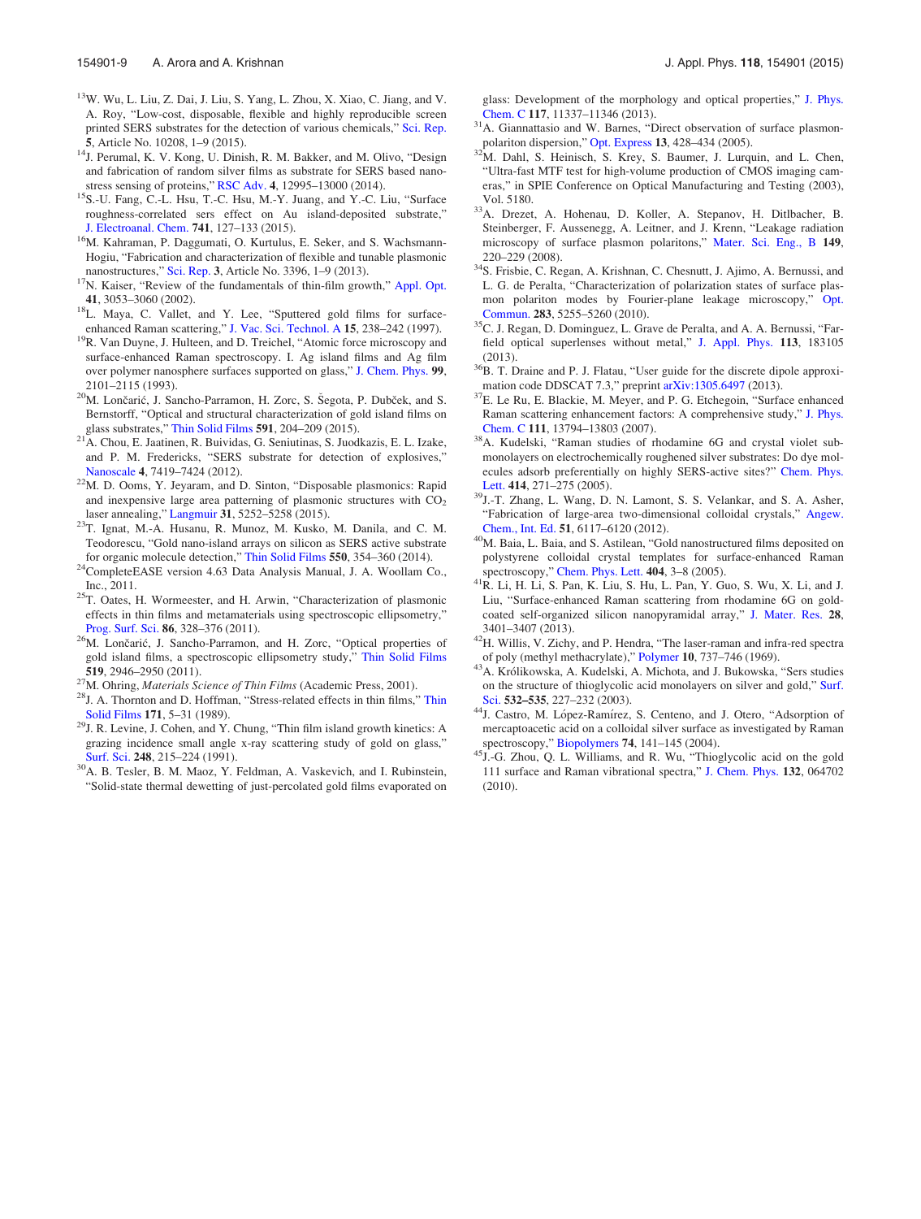[13] W. Wu, L. Liu, Z. Dai, J. Liu, S. Yang, L. Zhou, X. Xiao, C. Jiang, and V. A. Roy, "Low-cost, disposable, flexible and highly reproducible screen printed SERS substrates for the detection of various chemicals," Sci. Rep. **5**, Article No. 10208, 1–9 (2015).

[14] J. Perumal, K. V. Kong, U. Dinish, R. M. Bakker, and M. Olivo, "Design and fabrication of random silver films as substrate for SERS based nano-stress sensing of proteins," RSC Adv. **4**, 12995–13000 (2014).

[15] S.-U. Fang, C.-L. Hsu, T.-C. Hsu, M.-Y. Juang, and Y.-C. Liu, "Surface roughness-correlated sers effect on Au island-deposited substrate," J. Electroanal. Chem. **741**, 127–133 (2015).

[16] M. Kahraman, P. Daggumati, O. Kurtulus, E. Seker, and S. Wachsmann-Hogiu, "Fabrication and characterization of flexible and tunable plasmonic nanostructures," Sci. Rep. **3**, Article No. 3396, 1–9 (2013).

[17] N. Kaiser, "Review of the fundamentals of thin-film growth," Appl. Opt. **41**, 3053–3060 (2002).

[18] L. Maya, C. Vallet, and Y. Lee, "Sputtered gold films for surface-enhanced Raman scattering," J. Vac. Sci. Technol. A **15**, 238–242 (1997).

[19] R. Van Duyne, J. Hulteen, and D. Treichel, "Atomic force microscopy and surface-enhanced Raman spectroscopy. I. Ag island films and Ag film over polymer nanosphere surfaces supported on glass," J. Chem. Phys. **99**, 2101–2115 (1993).

[20] M. Lončarić, J. Sancho-Parramon, H. Zorc, S. Šegota, P. Dubček, and S. Bernstorff, "Optical and structural characterization of gold island films on glass substrates," Thin Solid Films **591**, 204–209 (2015).

[21] A. Chou, E. Jaatinen, R. Buividas, G. Seniutinas, S. Juodkazis, E. L. Izake, and P. M. Fredericks, "SERS substrate for detection of explosives," Nanoscale **4**, 7419–7424 (2012).

[22] M. D. Ooms, Y. Jeyaram, and D. Sinton, "Disposable plasmonics: Rapid and inexpensive large area patterning of plasmonic structures with $CO_2$ laser annealing," Langmuir **31**, 5252–5258 (2015).

[23] T. Ignat, M.-A. Husanu, R. Munoz, M. Kusko, M. Danila, and C. M. Teodorescu, "Gold nano-island arrays on silicon as SERS active substrate for organic molecule detection," Thin Solid Films **550**, 354–360 (2014).

[24] CompleteEASE version 4.63 Data Analysis Manual, J. A. Woollam Co., Inc., 2011.

[25] T. Oates, H. Wormeester, and H. Arwin, "Characterization of plasmonic effects in thin films and metamaterials using spectroscopic ellipsometry," Prog. Surf. Sci. **86**, 328–376 (2011).

[26] M. Lončarić, J. Sancho-Parramon, and H. Zorc, "Optical properties of gold island films, a spectroscopic ellipsometry study," Thin Solid Films **519**, 2946–2950 (2011).

[27] M. Ohring, *Materials Science of Thin Films* (Academic Press, 2001).

[28] J. A. Thornton and D. Hoffman, "Stress-related effects in thin films," Thin Solid Films **171**, 5–31 (1989).

[29] J. R. Levine, J. Cohen, and Y. Chung, "Thin film island growth kinetics: A grazing incidence small angle x-ray scattering study of gold on glass," Surf. Sci. **248**, 215–224 (1991).

[30] A. B. Tesler, B. M. Maoz, Y. Feldman, A. Vaskevich, and I. Rubinstein, "Solid-state thermal dewetting of just-percolated gold films evaporated on glass: Development of the morphology and optical properties," J. Phys. Chem. C **117**, 11337–11346 (2013).

[31] A. Giannattasio and W. Barnes, "Direct observation of surface plasmon-polariton dispersion," Opt. Express **13**, 428–434 (2005).

[32] M. Dahl, S. Heinisch, S. Krey, S. Baumer, J. Lurquin, and L. Chen, "Ultra-fast MTF test for high-volume production of CMOS imaging cameras," in SPIE Conference on Optical Manufacturing and Testing (2003), Vol. 5180.

[33] A. Drezet, A. Hohenau, D. Koller, A. Stepanov, H. Ditlbacher, B. Steinberger, F. Aussenegg, A. Leitner, and J. Krenn, "Leakage radiation microscopy of surface plasmon polaritons," Mater. Sci. Eng., B **149**, 220–229 (2008).

[34] S. Frisbie, C. Regan, A. Krishnan, C. Chesnutt, J. Ajimo, A. Bernussi, and L. G. de Peralta, "Characterization of polarization states of surface plasmon polariton modes by Fourier-plane leakage microscopy," Opt. Commun. **283**, 5255–5260 (2010).

[35] C. J. Regan, D. Dominguez, L. Grave de Peralta, and A. A. Bernussi, "Far-field optical superlenses without metal," J. Appl. Phys. **113**, 183105 (2013).

[36] B. T. Draine and P. J. Flatau, "User guide for the discrete dipole approximation code DDSCAT 7.3," preprint arXiv:1305.6497 (2013).

[37] E. Le Ru, E. Blackie, M. Meyer, and P. G. Etchegoin, "Surface enhanced Raman scattering enhancement factors: A comprehensive study," J. Phys. Chem. C **111**, 13794–13803 (2007).

[38] A. Kudelski, "Raman studies of rhodamine 6G and crystal violet sub-monolayers on electrochemically roughened silver substrates: Do dye molecules adsorb preferentially on highly SERS-active sites?" Chem. Phys. Lett. **414**, 271–275 (2005).

[39] J.-T. Zhang, L. Wang, D. N. Lamont, S. S. Velankar, and S. A. Asher, "Fabrication of large-area two-dimensional colloidal crystals," Angew. Chem., Int. Ed. **51**, 6117–6120 (2012).

[40] M. Baia, L. Baia, and S. Astilean, "Gold nanostructured films deposited on polystyrene colloidal crystal templates for surface-enhanced Raman spectroscopy," Chem. Phys. Lett. **404**, 3–8 (2005).

[41] R. Li, H. Li, S. Pan, K. Liu, S. Hu, L. Pan, Y. Guo, S. Wu, X. Li, and J. Liu, "Surface-enhanced Raman scattering from rhodamine 6G on gold-coated self-organized silicon nanopyramidal array," J. Mater. Res. **28**, 3401–3407 (2013).

[42] H. Willis, V. Zichy, and P. Hendra, "The laser-raman and infra-red spectra of poly (methyl methacrylate)," Polymer **10**, 737–746 (1969).

[43] A. Królikowska, A. Kudelski, A. Michota, and J. Bukowska, "Sers studies on the structure of thioglycolic acid monolayers on silver and gold," Surf. Sci. **532–535**, 227–232 (2003).

[44] J. Castro, M. López-Ramírez, S. Centeno, and J. Otero, "Adsorption of mercaptoacetic acid on a colloidal silver surface as investigated by Raman spectroscopy," Biopolymers **74**, 141–145 (2004).

[45] J.-G. Zhou, Q. L. Williams, and R. Wu, "Thioglycolic acid on the gold 111 surface and Raman vibrational spectra," J. Chem. Phys. **132**, 064702 (2010).